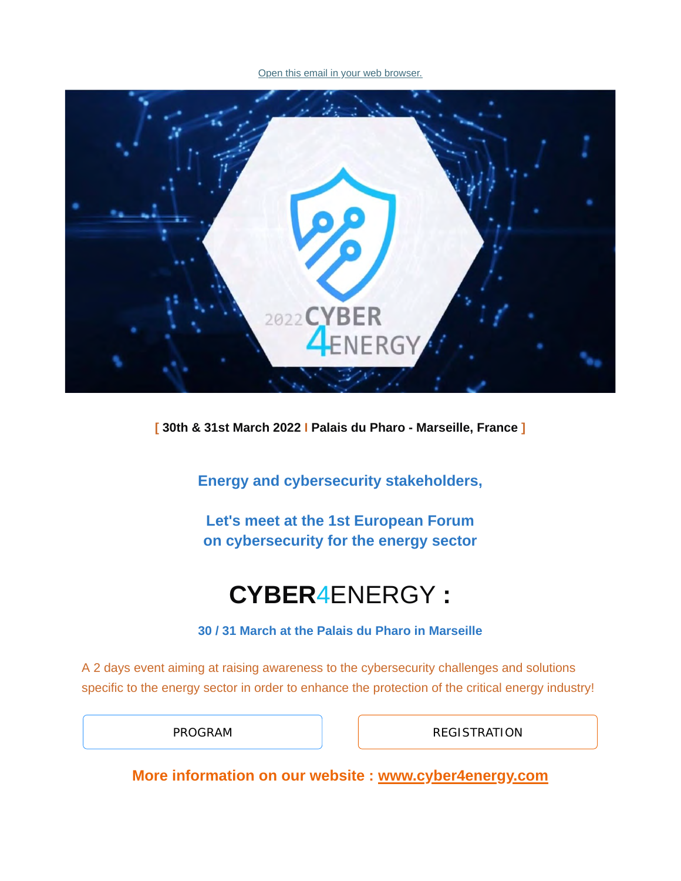Open this email in your web browser.

**[ 30th & 31st March 2022 I Palais du Pharo - Marseille, France ]**

**Energy and cybersecurity stakeholders,**

**Let's meet at the 1st European Forum on cybersecurity for the energy sector**

# CYBER4ENERGY :

**30 / 31 March at the Palais du Pharo in Marseille**

A 2 days event aiming at raising awareness to the cybersecurity challenges and solutions specific to the energy sector in order to enhance the protection of the critical energy industry!

PROGRAM

REGISTRATION

**More information on our website : www.cyber4energy.com**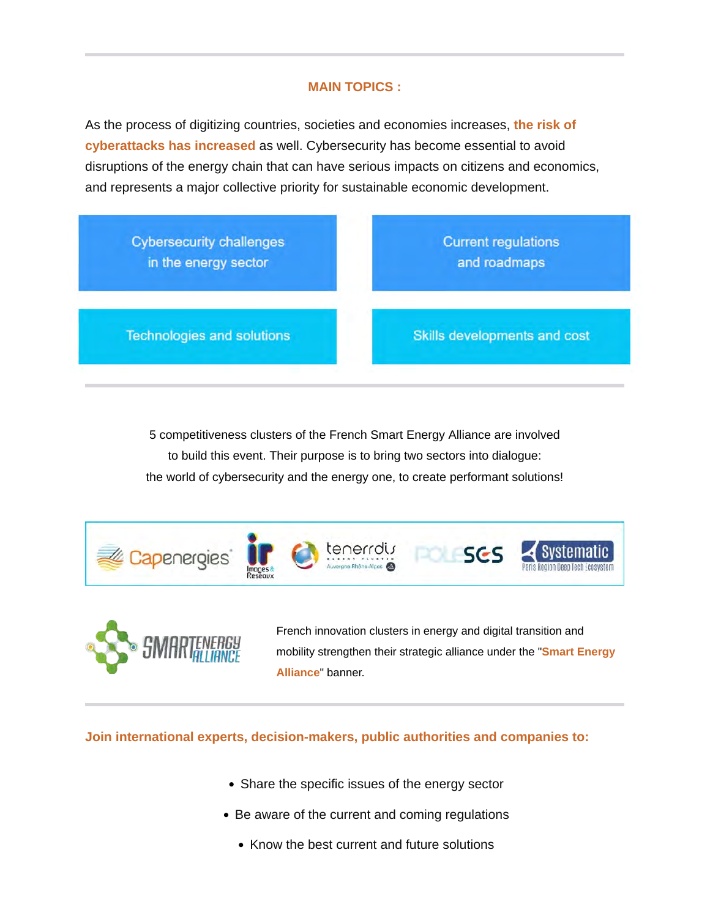## MAIN TOPICS :

As the process of digitizing countries, societies and economies increases, **the risk of cyberattacks has increased** as well. Cybersecurity has become essential to avoid disruptions of the energy chain that can have serious impacts on citizens and economics, and represents a major collective priority for sustainable economic development.

- Cybersecurity challenges in the energy sector
- Current regulations and roadmaps
- Technologies and solutions
- Skills developments and cost

5 competitiveness clusters of the French Smart Energy Alliance are involved to build this event. Their purpose is to bring two sectors into dialogue: the world of cybersecurity and the energy one, to create performant solutions!

Capenergies · Images & Réseaux · tenerrdis Energy Cluster Auvergne-Rhône-Alpes · POLE SCS · Systematic Paris Region Deep Tech Ecosystem

SMART ENERGY ALLIANCE

French innovation clusters in energy and digital transition and mobility strengthen their strategic alliance under the "**Smart Energy Alliance**" banner.

**Join international experts, decision-makers, public authorities and companies to:**

- Share the specific issues of the energy sector
- Be aware of the current and coming regulations
- Know the best current and future solutions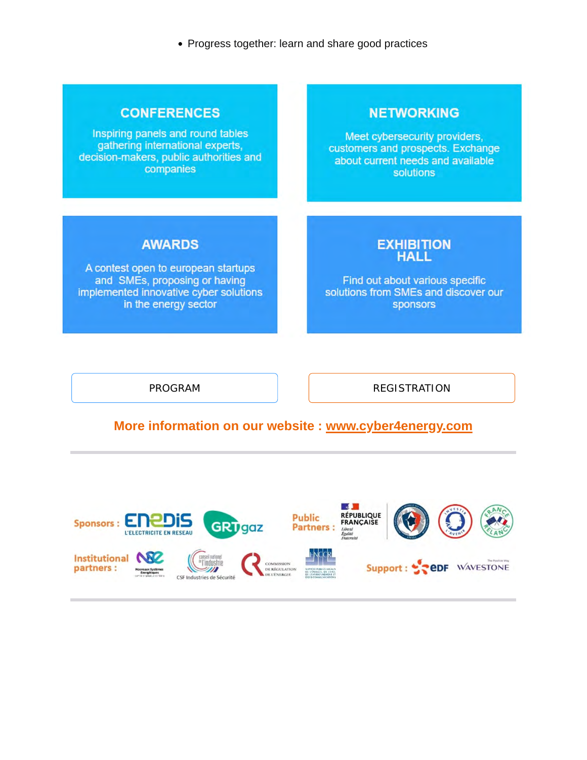- Progress together: learn and share good practices

## CONFERENCES

Inspiring panels and round tables gathering international experts, decision-makers, public authorities and companies

## NETWORKING

Meet cybersecurity providers, customers and prospects. Exchange about current needs and available solutions

## AWARDS

A contest open to european startups and SMEs, proposing or having implemented innovative cyber solutions in the energy sector

## EXHIBITION HALL

Find out about various specific solutions from SMEs and discover our sponsors

PROGRAM

REGISTRATION

**More information on our website : [www.cyber4energy.com](www.cyber4energy.com)**

---

Sponsors : ENEDIS L'ELECTRICITE EN RESEAU, GRTgaz

Public Partners : RÉPUBLIQUE FRANÇAISE Liberté Égalité Fraternité

Institutional partners : NSE Nouveaux Systèmes Énergétiques, Conseil national de l'industrie CSF Industries de Sécurité, Commission de Régulation de l'Énergie, FNCCR

Support : EDF, WAVESTONE

---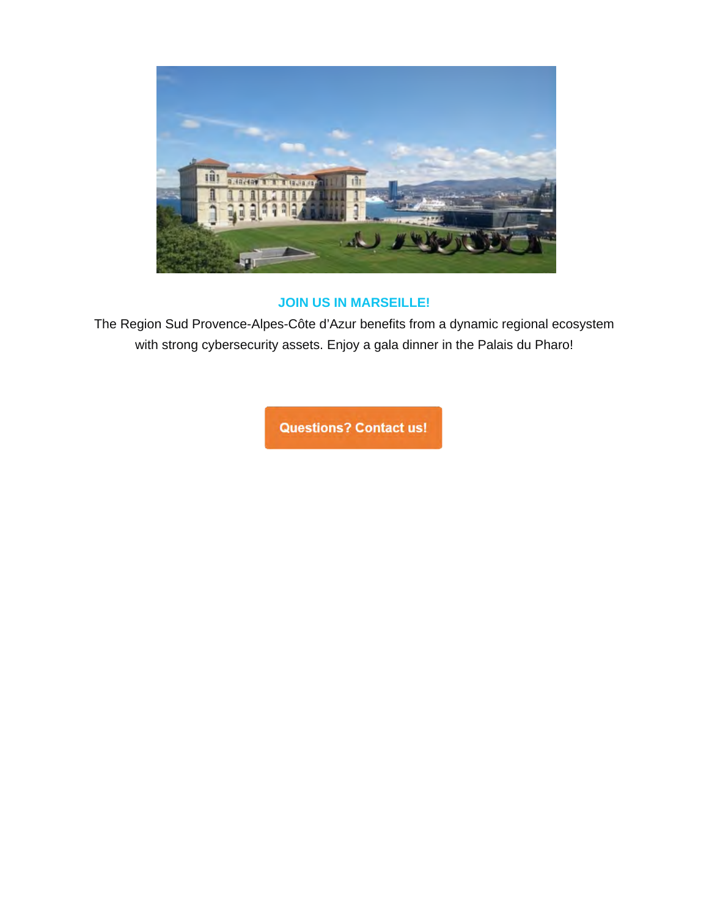**JOIN US IN MARSEILLE!**

The Region Sud Provence-Alpes-Côte d'Azur benefits from a dynamic regional ecosystem with strong cybersecurity assets. Enjoy a gala dinner in the Palais du Pharo!

**Questions? Contact us!**